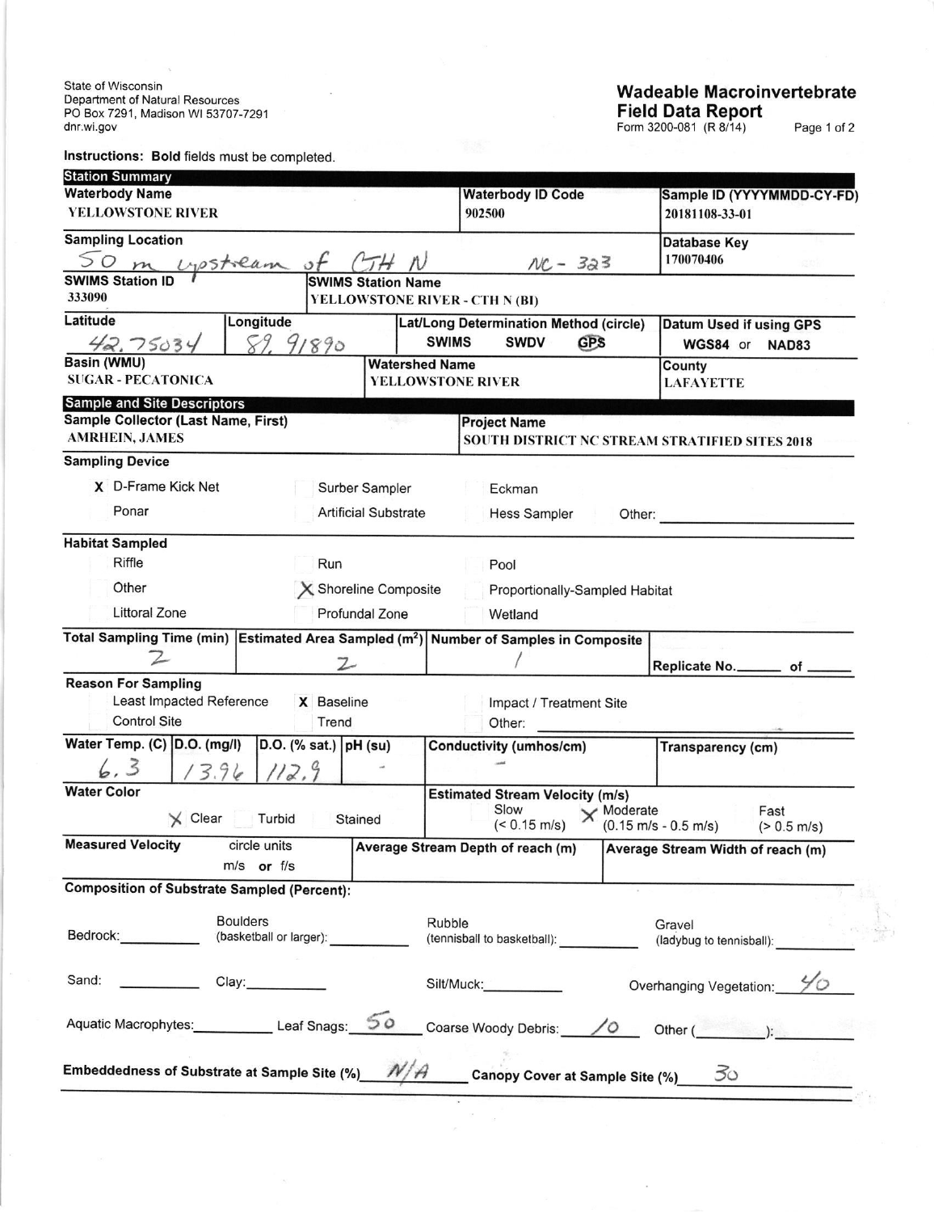State of Wisconsin
Department of Natural Resources
PO Box 7291, Madison WI 53707-7291
dnr.wi.gov

# Wadeable Macroinvertebrate Field Data Report

Form 3200-081 (R 8/14)

**Instructions:** **Bold** fields must be completed.

## Station Summary

| **Waterbody Name** | **Waterbody ID Code** | **Sample ID (YYYYMMDD-CY-FD)** |
|---|---|---|
| YELLOWSTONE RIVER | 902500 | 20181108-33-01 |

| **Sampling Location** | **Database Key** |
|---|---|
| 50 m upstream of CTH N NC-323 | 170070406 |

| **SWIMS Station ID** | **SWIMS Station Name** |
|---|---|
| 333090 | YELLOWSTONE RIVER - CTH N (BI) |

| **Latitude** | **Longitude** | **Lat/Long Determination Method (circle)** | **Datum Used if using GPS** |
|---|---|---|---|
| 42.75034 | 89.91890 | SWIMS SWDV GPS (circled: GPS) | WGS84 or NAD83 |

| **Basin (WMU)** | **Watershed Name** | **County** |
|---|---|---|
| SUGAR - PECATONICA | YELLOWSTONE RIVER | LAFAYETTE |

## Sample and Site Descriptors

| **Sample Collector (Last Name, First)** | **Project Name** |
|---|---|
| AMRHEIN, JAMES | SOUTH DISTRICT NC STREAM STRATIFIED SITES 2018 |

**Sampling Device**

- [x] D-Frame Kick Net
- [ ] Surber Sampler
- [ ] Eckman
- [ ] Ponar
- [ ] Artificial Substrate
- [ ] Hess Sampler
- Other: ____________

**Habitat Sampled**

- [ ] Riffle
- [ ] Run
- [ ] Pool
- [ ] Other
- [x] Shoreline Composite
- [ ] Proportionally-Sampled Habitat
- [ ] Littoral Zone
- [ ] Profundal Zone
- [ ] Wetland

| **Total Sampling Time (min)** | **Estimated Area Sampled ($m^2$)** | **Number of Samples in Composite** | |
|---|---|---|---|
| 2 | 2 | 1 | **Replicate No.** ______ of ______ |

**Reason For Sampling**

- [ ] Least Impacted Reference
- [x] Baseline
- [ ] Impact / Treatment Site
- [ ] Control Site
- [ ] Trend
- Other: ____________

| **Water Temp. (C)** | **D.O. (mg/l)** | **D.O. (% sat.)** | **pH (su)** | **Conductivity (umhos/cm)** | **Transparency (cm)** |
|---|---|---|---|---|---|
| 6.3 | 13.96 | 112.9 | - | - | |

**Water Color**

- [x] Clear
- [ ] Turbid
- [ ] Stained

**Estimated Stream Velocity (m/s)**

- [ ] Slow (< 0.15 m/s)
- [x] Moderate (0.15 m/s - 0.5 m/s)
- [ ] Fast (> 0.5 m/s)

| **Measured Velocity** circle units m/s or f/s | **Average Stream Depth of reach (m)** | **Average Stream Width of reach (m)** |
|---|---|---|
| | | |

**Composition of Substrate Sampled (Percent):**

Bedrock: ______ Boulders (basketball or larger): ______ Rubble (tennisball to basketball): ______ Gravel (ladybug to tennisball): ______

Sand: ______ Clay: ______ Silt/Muck: ______ Overhanging Vegetation: 40

Aquatic Macrophytes: ______ Leaf Snags: 50 Coarse Woody Debris: 10 Other (______): ______

**Embeddedness of Substrate at Sample Site (%)** N/A **Canopy Cover at Sample Site (%)** 30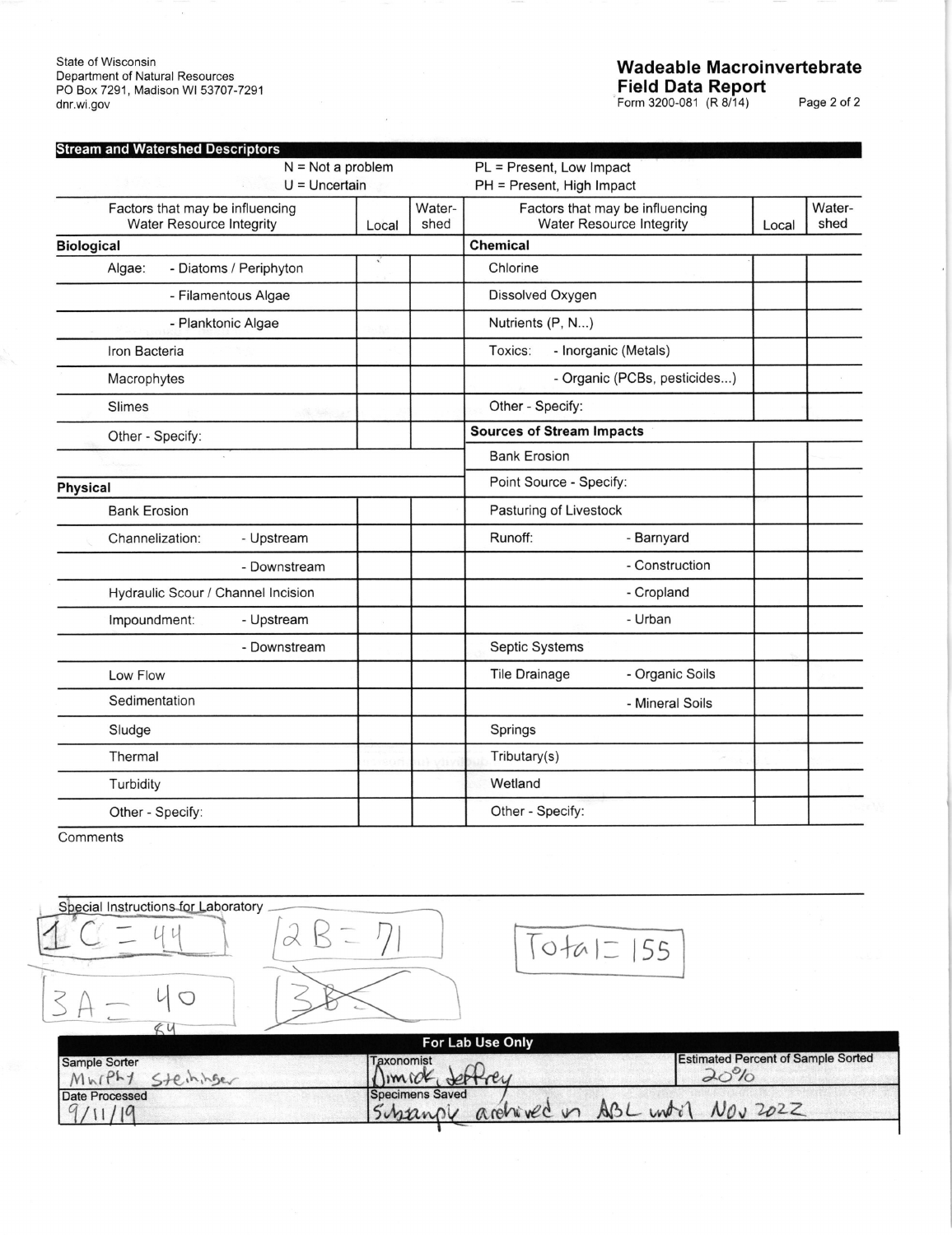State of Wisconsin
Department of Natural Resources
PO Box 7291, Madison WI 53707-7291
dnr.wi.gov

# Wadeable Macroinvertebrate Field Data Report

Form 3200-081 (R 8/14)

## Stream and Watershed Descriptors

N = Not a problem
U = Uncertain
PL = Present, Low Impact
PH = Present, High Impact

| Factors that may be influencing Water Resource Integrity | Local | Water-shed | Factors that may be influencing Water Resource Integrity | Local | Water-shed |
|---|---|---|---|---|---|
| **Biological** | | | **Chemical** | | |
| Algae: - Diatoms / Periphyton | | | Chlorine | | |
| - Filamentous Algae | | | Dissolved Oxygen | | |
| - Planktonic Algae | | | Nutrients (P, N...) | | |
| Iron Bacteria | | | Toxics: - Inorganic (Metals) | | |
| Macrophytes | | | - Organic (PCBs, pesticides...) | | |
| Slimes | | | Other - Specify: | | |
| Other - Specify: | | | **Sources of Stream Impacts** | | |
| | | | Bank Erosion | | |
| **Physical** | | | Point Source - Specify: | | |
| Bank Erosion | | | Pasturing of Livestock | | |
| Channelization: - Upstream | | | Runoff: - Barnyard | | |
| - Downstream | | | - Construction | | |
| Hydraulic Scour / Channel Incision | | | - Cropland | | |
| Impoundment: - Upstream | | | - Urban | | |
| - Downstream | | | Septic Systems | | |
| Low Flow | | | Tile Drainage - Organic Soils | | |
| Sedimentation | | | - Mineral Soils | | |
| Sludge | | | Springs | | |
| Thermal | | | Tributary(s) | | |
| Turbidity | | | Wetland | | |
| Other - Specify: | | | Other - Specify: | | |

Comments

Special Instructions for Laboratory

1C = 44 | 2B = 71 | Total = 155
3A = 40 | ~~3B~~
84

## For Lab Use Only

| Sample Sorter | Taxonomist | Estimated Percent of Sample Sorted |
|---|---|---|
| Murphy Steininger | Dimick, Jeffrey | 20% |
| **Date Processed** | **Specimens Saved** | |
| 9/11/19 | Subsample archived in ABL until Nov 2022 | |